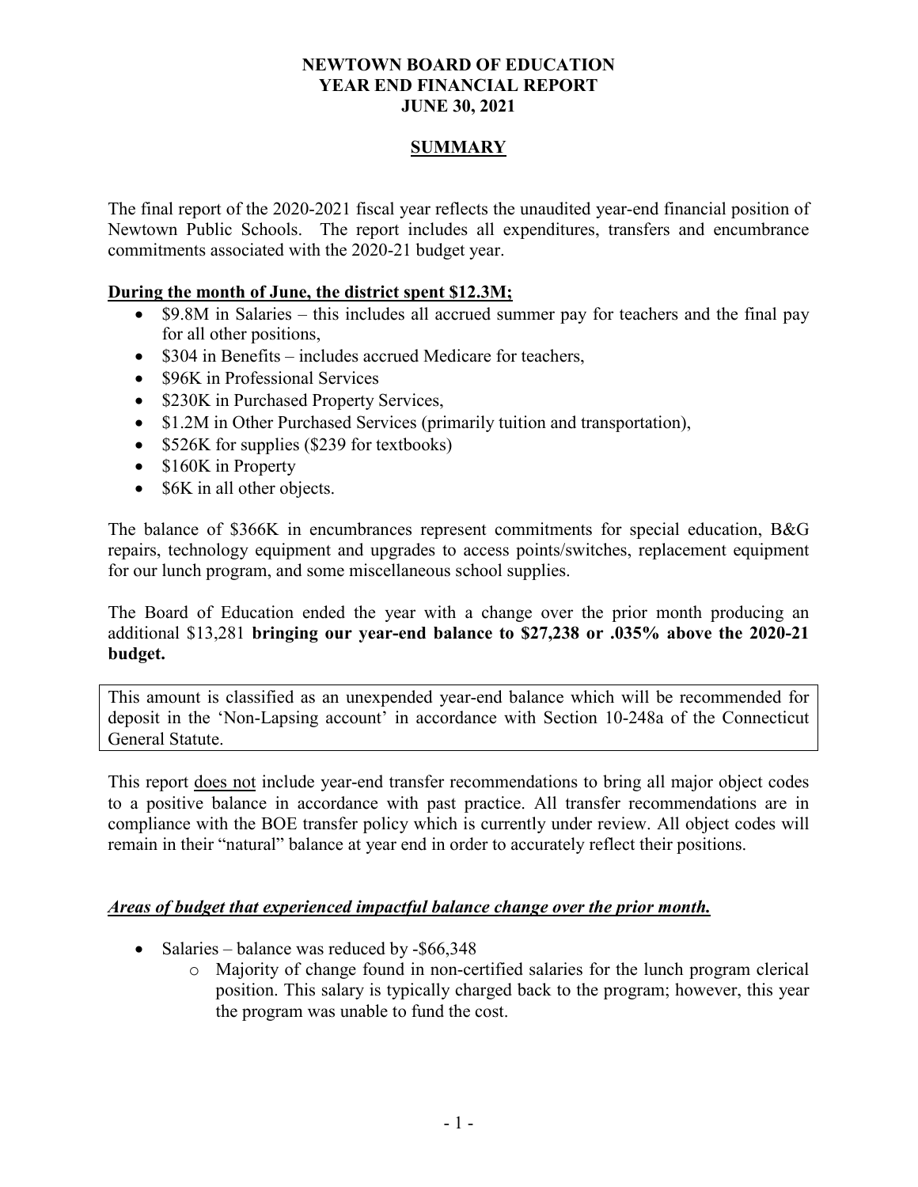**NEWTOWN BOARD OF EDUCATION**
**YEAR END FINANCIAL REPORT**
**JUNE 30, 2021**

## SUMMARY

The final report of the 2020-2021 fiscal year reflects the unaudited year-end financial position of Newtown Public Schools. The report includes all expenditures, transfers and encumbrance commitments associated with the 2020-21 budget year.

**During the month of June, the district spent $12.3M;**

- $9.8M in Salaries – this includes all accrued summer pay for teachers and the final pay for all other positions,
- $304 in Benefits – includes accrued Medicare for teachers,
- $96K in Professional Services
- $230K in Purchased Property Services,
- $1.2M in Other Purchased Services (primarily tuition and transportation),
- $526K for supplies ($239 for textbooks)
- $160K in Property
- $6K in all other objects.

The balance of $366K in encumbrances represent commitments for special education, B&G repairs, technology equipment and upgrades to access points/switches, replacement equipment for our lunch program, and some miscellaneous school supplies.

The Board of Education ended the year with a change over the prior month producing an additional $13,281 **bringing our year-end balance to $27,238 or .035% above the 2020-21 budget.**

This amount is classified as an unexpended year-end balance which will be recommended for deposit in the 'Non-Lapsing account' in accordance with Section 10-248a of the Connecticut General Statute.

This report does not include year-end transfer recommendations to bring all major object codes to a positive balance in accordance with past practice. All transfer recommendations are in compliance with the BOE transfer policy which is currently under review. All object codes will remain in their "natural" balance at year end in order to accurately reflect their positions.

***Areas of budget that experienced impactful balance change over the prior month.***

- Salaries – balance was reduced by -$66,348
  - Majority of change found in non-certified salaries for the lunch program clerical position. This salary is typically charged back to the program; however, this year the program was unable to fund the cost.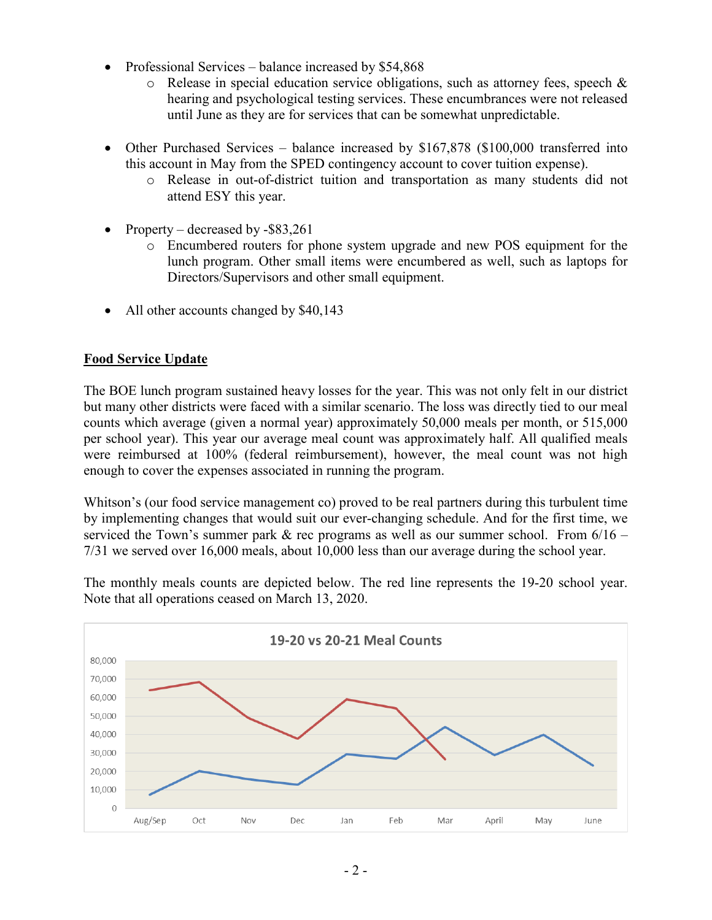- Professional Services – balance increased by $54,868
  - Release in special education service obligations, such as attorney fees, speech & hearing and psychological testing services. These encumbrances were not released until June as they are for services that can be somewhat unpredictable.

- Other Purchased Services – balance increased by $167,878 ($100,000 transferred into this account in May from the SPED contingency account to cover tuition expense).
  - Release in out-of-district tuition and transportation as many students did not attend ESY this year.

- Property – decreased by -$83,261
  - Encumbered routers for phone system upgrade and new POS equipment for the lunch program. Other small items were encumbered as well, such as laptops for Directors/Supervisors and other small equipment.

- All other accounts changed by $40,143

**Food Service Update**

The BOE lunch program sustained heavy losses for the year. This was not only felt in our district but many other districts were faced with a similar scenario. The loss was directly tied to our meal counts which average (given a normal year) approximately 50,000 meals per month, or 515,000 per school year). This year our average meal count was approximately half. All qualified meals were reimbursed at 100% (federal reimbursement), however, the meal count was not high enough to cover the expenses associated in running the program.

Whitson's (our food service management co) proved to be real partners during this turbulent time by implementing changes that would suit our ever-changing schedule. And for the first time, we serviced the Town's summer park & rec programs as well as our summer school. From 6/16 – 7/31 we served over 16,000 meals, about 10,000 less than our average during the school year.

The monthly meals counts are depicted below. The red line represents the 19-20 school year. Note that all operations ceased on March 13, 2020.

19-20 vs 20-21 Meal Counts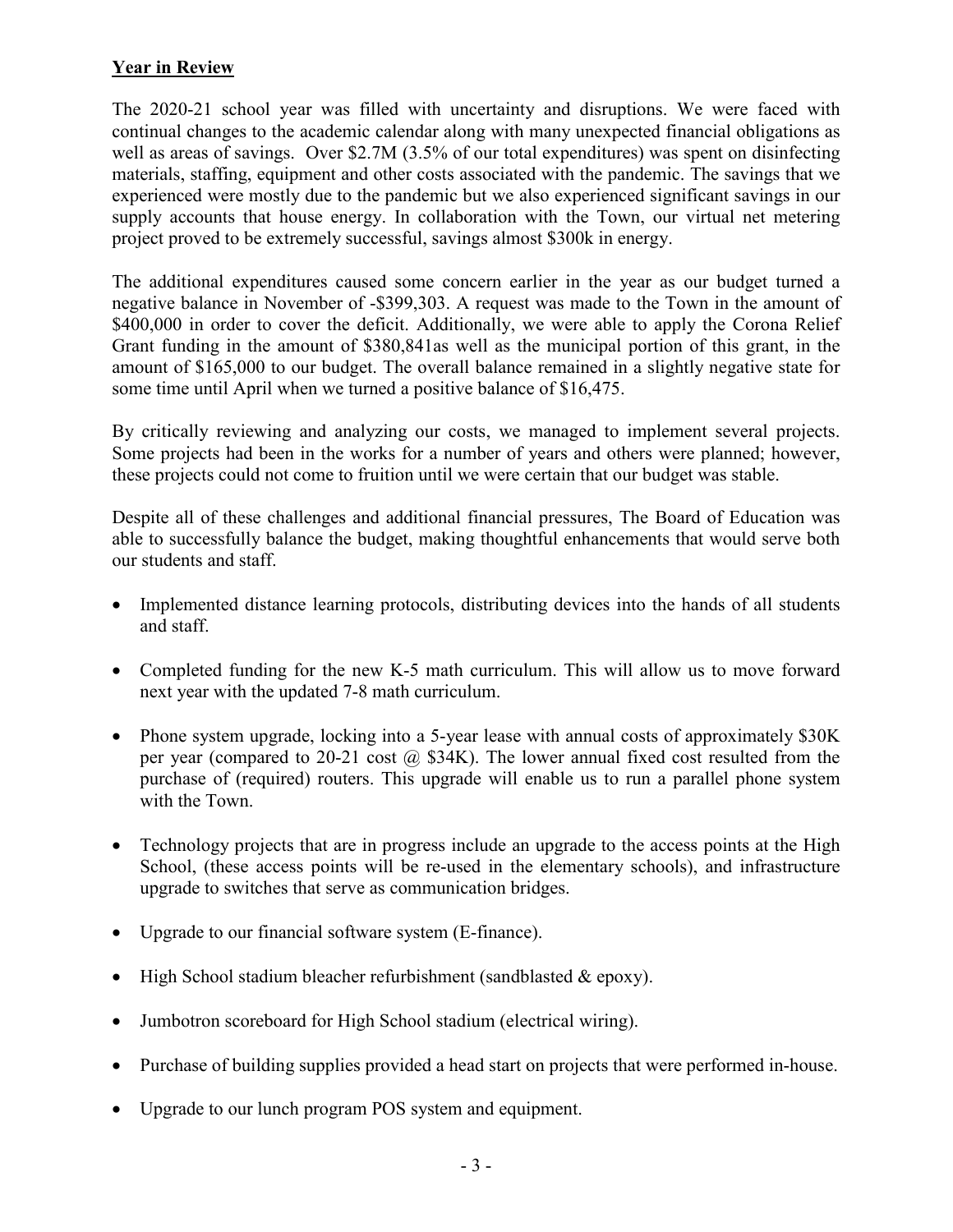## Year in Review

The 2020-21 school year was filled with uncertainty and disruptions. We were faced with continual changes to the academic calendar along with many unexpected financial obligations as well as areas of savings. Over $2.7M (3.5% of our total expenditures) was spent on disinfecting materials, staffing, equipment and other costs associated with the pandemic. The savings that we experienced were mostly due to the pandemic but we also experienced significant savings in our supply accounts that house energy. In collaboration with the Town, our virtual net metering project proved to be extremely successful, savings almost $300k in energy.

The additional expenditures caused some concern earlier in the year as our budget turned a negative balance in November of -$399,303. A request was made to the Town in the amount of $400,000 in order to cover the deficit. Additionally, we were able to apply the Corona Relief Grant funding in the amount of $380,841as well as the municipal portion of this grant, in the amount of $165,000 to our budget. The overall balance remained in a slightly negative state for some time until April when we turned a positive balance of $16,475.

By critically reviewing and analyzing our costs, we managed to implement several projects. Some projects had been in the works for a number of years and others were planned; however, these projects could not come to fruition until we were certain that our budget was stable.

Despite all of these challenges and additional financial pressures, The Board of Education was able to successfully balance the budget, making thoughtful enhancements that would serve both our students and staff.

- Implemented distance learning protocols, distributing devices into the hands of all students and staff.
- Completed funding for the new K-5 math curriculum. This will allow us to move forward next year with the updated 7-8 math curriculum.
- Phone system upgrade, locking into a 5-year lease with annual costs of approximately $30K per year (compared to 20-21 cost @ $34K). The lower annual fixed cost resulted from the purchase of (required) routers. This upgrade will enable us to run a parallel phone system with the Town.
- Technology projects that are in progress include an upgrade to the access points at the High School, (these access points will be re-used in the elementary schools), and infrastructure upgrade to switches that serve as communication bridges.
- Upgrade to our financial software system (E-finance).
- High School stadium bleacher refurbishment (sandblasted & epoxy).
- Jumbotron scoreboard for High School stadium (electrical wiring).
- Purchase of building supplies provided a head start on projects that were performed in-house.
- Upgrade to our lunch program POS system and equipment.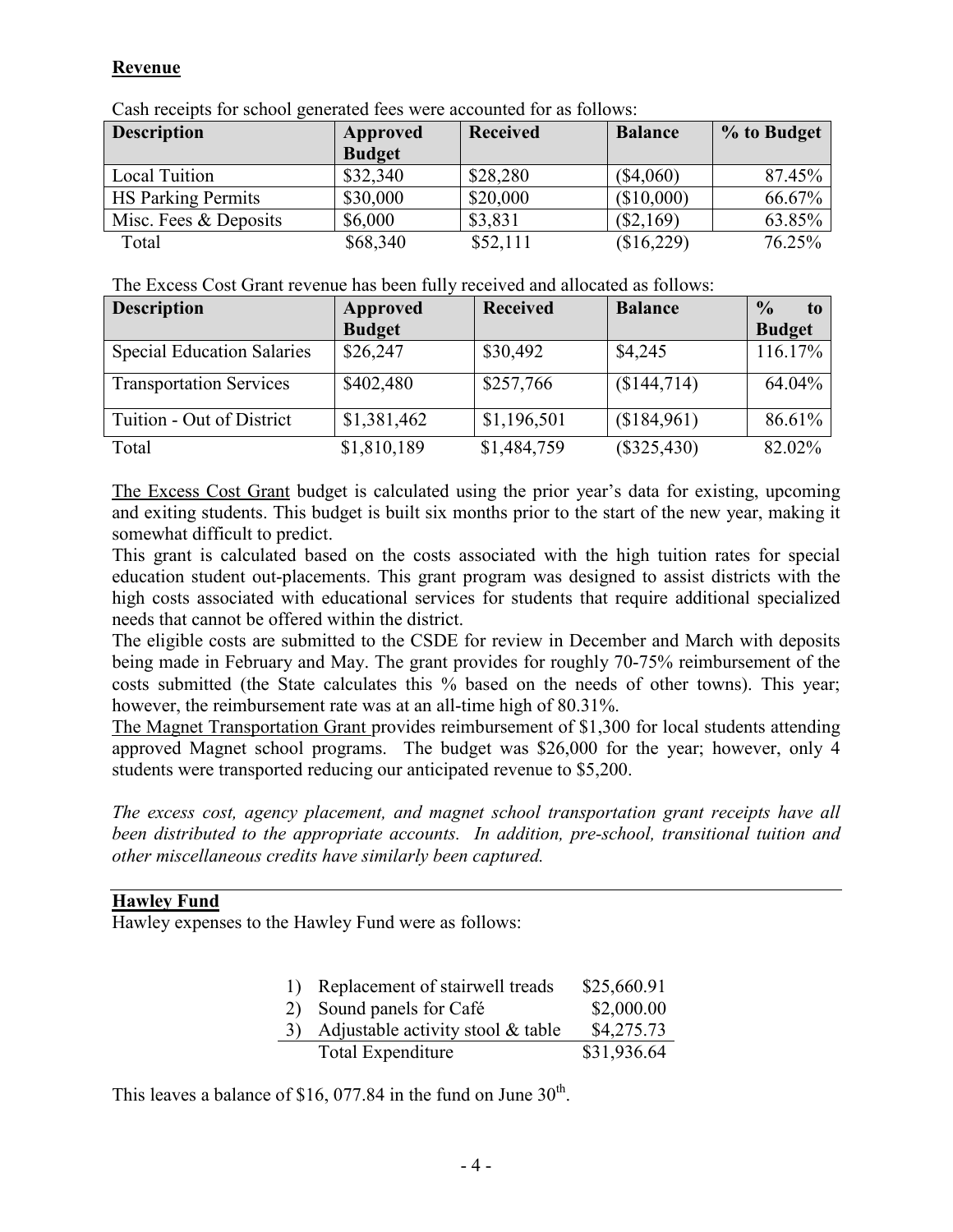**Revenue**

Cash receipts for school generated fees were accounted for as follows:

| Description | Approved Budget | Received | Balance | % to Budget |
|---|---|---|---|---|
| Local Tuition | $32,340 | $28,280 | ($4,060) | 87.45% |
| HS Parking Permits | $30,000 | $20,000 | ($10,000) | 66.67% |
| Misc. Fees & Deposits | $6,000 | $3,831 | ($2,169) | 63.85% |
| Total | $68,340 | $52,111 | ($16,229) | 76.25% |

The Excess Cost Grant revenue has been fully received and allocated as follows:

| Description | Approved Budget | Received | Balance | % to Budget |
|---|---|---|---|---|
| Special Education Salaries | $26,247 | $30,492 | $4,245 | 116.17% |
| Transportation Services | $402,480 | $257,766 | ($144,714) | 64.04% |
| Tuition - Out of District | $1,381,462 | $1,196,501 | ($184,961) | 86.61% |
| Total | $1,810,189 | $1,484,759 | ($325,430) | 82.02% |

The Excess Cost Grant budget is calculated using the prior year's data for existing, upcoming and exiting students. This budget is built six months prior to the start of the new year, making it somewhat difficult to predict.

This grant is calculated based on the costs associated with the high tuition rates for special education student out-placements. This grant program was designed to assist districts with the high costs associated with educational services for students that require additional specialized needs that cannot be offered within the district.

The eligible costs are submitted to the CSDE for review in December and March with deposits being made in February and May. The grant provides for roughly 70-75% reimbursement of the costs submitted (the State calculates this % based on the needs of other towns). This year; however, the reimbursement rate was at an all-time high of 80.31%.

The Magnet Transportation Grant provides reimbursement of $1,300 for local students attending approved Magnet school programs. The budget was $26,000 for the year; however, only 4 students were transported reducing our anticipated revenue to $5,200.

*The excess cost, agency placement, and magnet school transportation grant receipts have all been distributed to the appropriate accounts. In addition, pre-school, transitional tuition and other miscellaneous credits have similarly been captured.*

**Hawley Fund**

Hawley expenses to the Hawley Fund were as follows:

| | |
|---|---|
| 1) Replacement of stairwell treads | $25,660.91 |
| 2) Sound panels for Café | $2,000.00 |
| 3) Adjustable activity stool & table | $4,275.73 |
| Total Expenditure | $31,936.64 |

This leaves a balance of $16, 077.84 in the fund on June 30th.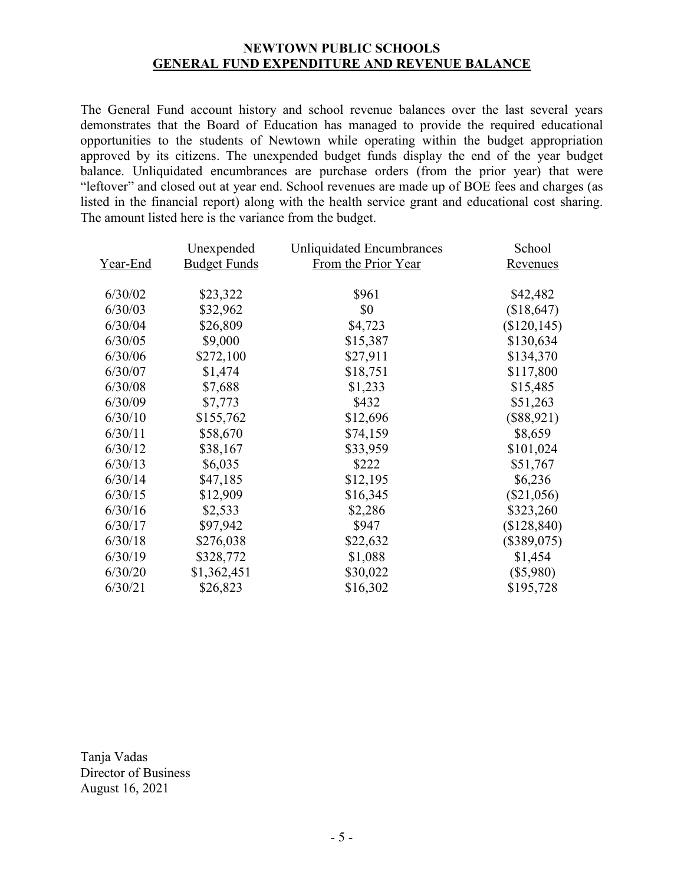# NEWTOWN PUBLIC SCHOOLS
## GENERAL FUND EXPENDITURE AND REVENUE BALANCE

The General Fund account history and school revenue balances over the last several years demonstrates that the Board of Education has managed to provide the required educational opportunities to the students of Newtown while operating within the budget appropriation approved by its citizens. The unexpended budget funds display the end of the year budget balance. Unliquidated encumbrances are purchase orders (from the prior year) that were "leftover" and closed out at year end. School revenues are made up of BOE fees and charges (as listed in the financial report) along with the health service grant and educational cost sharing. The amount listed here is the variance from the budget.

| Year-End | Unexpended Budget Funds | Unliquidated Encumbrances From the Prior Year | School Revenues |
|---|---|---|---|
| 6/30/02 | $23,322 | $961 | $42,482 |
| 6/30/03 | $32,962 | $0 | ($18,647) |
| 6/30/04 | $26,809 | $4,723 | ($120,145) |
| 6/30/05 | $9,000 | $15,387 | $130,634 |
| 6/30/06 | $272,100 | $27,911 | $134,370 |
| 6/30/07 | $1,474 | $18,751 | $117,800 |
| 6/30/08 | $7,688 | $1,233 | $15,485 |
| 6/30/09 | $7,773 | $432 | $51,263 |
| 6/30/10 | $155,762 | $12,696 | ($88,921) |
| 6/30/11 | $58,670 | $74,159 | $8,659 |
| 6/30/12 | $38,167 | $33,959 | $101,024 |
| 6/30/13 | $6,035 | $222 | $51,767 |
| 6/30/14 | $47,185 | $12,195 | $6,236 |
| 6/30/15 | $12,909 | $16,345 | ($21,056) |
| 6/30/16 | $2,533 | $2,286 | $323,260 |
| 6/30/17 | $97,942 | $947 | ($128,840) |
| 6/30/18 | $276,038 | $22,632 | ($389,075) |
| 6/30/19 | $328,772 | $1,088 | $1,454 |
| 6/30/20 | $1,362,451 | $30,022 | ($5,980) |
| 6/30/21 | $26,823 | $16,302 | $195,728 |

Tanja Vadas
Director of Business
August 16, 2021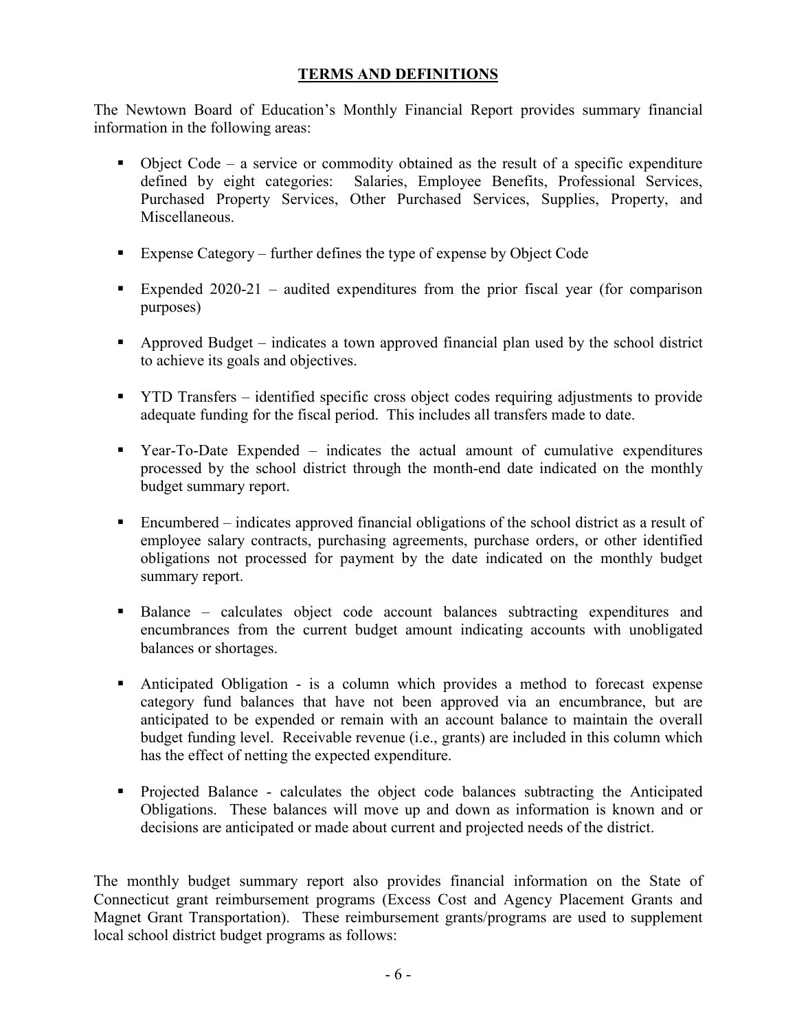## TERMS AND DEFINITIONS

The Newtown Board of Education's Monthly Financial Report provides summary financial information in the following areas:

- Object Code – a service or commodity obtained as the result of a specific expenditure defined by eight categories: Salaries, Employee Benefits, Professional Services, Purchased Property Services, Other Purchased Services, Supplies, Property, and Miscellaneous.
- Expense Category – further defines the type of expense by Object Code
- Expended 2020-21 – audited expenditures from the prior fiscal year (for comparison purposes)
- Approved Budget – indicates a town approved financial plan used by the school district to achieve its goals and objectives.
- YTD Transfers – identified specific cross object codes requiring adjustments to provide adequate funding for the fiscal period. This includes all transfers made to date.
- Year-To-Date Expended – indicates the actual amount of cumulative expenditures processed by the school district through the month-end date indicated on the monthly budget summary report.
- Encumbered – indicates approved financial obligations of the school district as a result of employee salary contracts, purchasing agreements, purchase orders, or other identified obligations not processed for payment by the date indicated on the monthly budget summary report.
- Balance – calculates object code account balances subtracting expenditures and encumbrances from the current budget amount indicating accounts with unobligated balances or shortages.
- Anticipated Obligation - is a column which provides a method to forecast expense category fund balances that have not been approved via an encumbrance, but are anticipated to be expended or remain with an account balance to maintain the overall budget funding level. Receivable revenue (i.e., grants) are included in this column which has the effect of netting the expected expenditure.
- Projected Balance - calculates the object code balances subtracting the Anticipated Obligations. These balances will move up and down as information is known and or decisions are anticipated or made about current and projected needs of the district.

The monthly budget summary report also provides financial information on the State of Connecticut grant reimbursement programs (Excess Cost and Agency Placement Grants and Magnet Grant Transportation). These reimbursement grants/programs are used to supplement local school district budget programs as follows: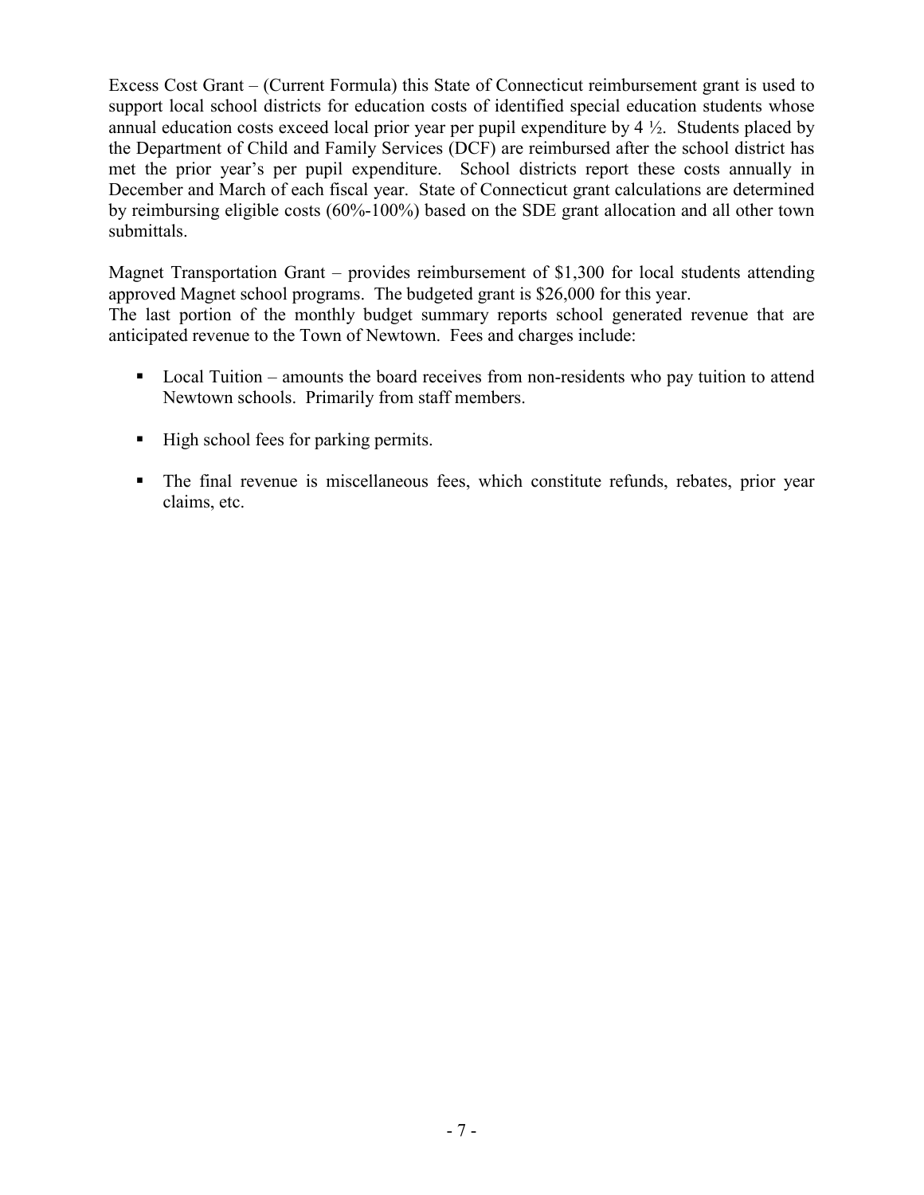Excess Cost Grant – (Current Formula) this State of Connecticut reimbursement grant is used to support local school districts for education costs of identified special education students whose annual education costs exceed local prior year per pupil expenditure by 4 ½. Students placed by the Department of Child and Family Services (DCF) are reimbursed after the school district has met the prior year's per pupil expenditure. School districts report these costs annually in December and March of each fiscal year. State of Connecticut grant calculations are determined by reimbursing eligible costs (60%-100%) based on the SDE grant allocation and all other town submittals.

Magnet Transportation Grant – provides reimbursement of $1,300 for local students attending approved Magnet school programs. The budgeted grant is $26,000 for this year.
The last portion of the monthly budget summary reports school generated revenue that are anticipated revenue to the Town of Newtown. Fees and charges include:

- Local Tuition – amounts the board receives from non-residents who pay tuition to attend Newtown schools. Primarily from staff members.
- High school fees for parking permits.
- The final revenue is miscellaneous fees, which constitute refunds, rebates, prior year claims, etc.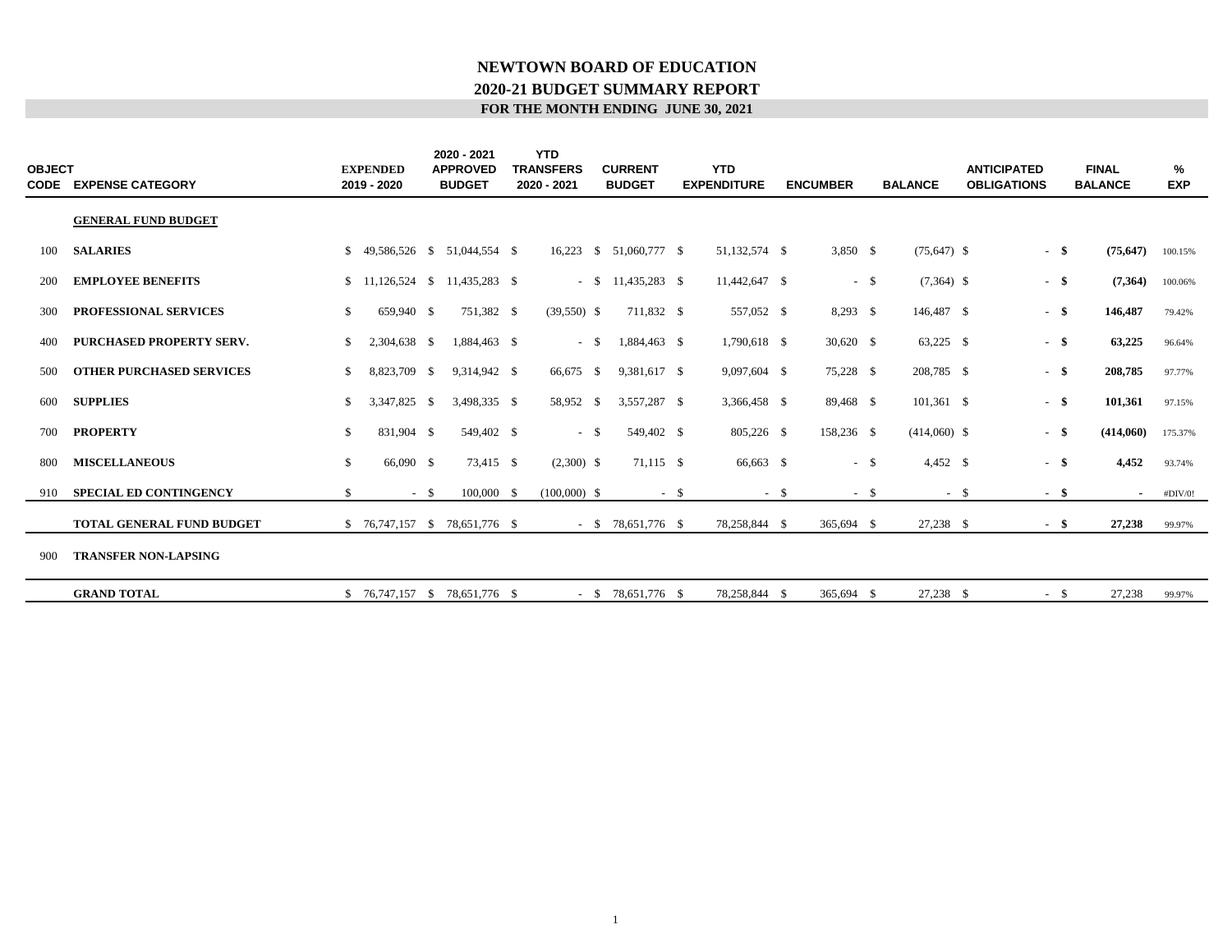# NEWTOWN BOARD OF EDUCATION

## 2020-21 BUDGET SUMMARY REPORT

### FOR THE MONTH ENDING JUNE 30, 2021

| OBJECT CODE | EXPENSE CATEGORY | EXPENDED 2019 - 2020 | 2020 - 2021 APPROVED BUDGET | YTD TRANSFERS 2020 - 2021 | CURRENT BUDGET | YTD EXPENDITURE | ENCUMBER | BALANCE | ANTICIPATED OBLIGATIONS | FINAL BALANCE | % EXP |
|---|---|---|---|---|---|---|---|---|---|---|---|
| | **GENERAL FUND BUDGET** | | | | | | | | | | |
| 100 | **SALARIES** | $ 49,586,526 | $ 51,044,554 | $ 16,223 | $ 51,060,777 | $ 51,132,574 | $ 3,850 | $ (75,647) | $ - | **$ (75,647)** | 100.15% |
| 200 | **EMPLOYEE BENEFITS** | $ 11,126,524 | $ 11,435,283 | $ - | $ 11,435,283 | $ 11,442,647 | $ - | $ (7,364) | $ - | **$ (7,364)** | 100.06% |
| 300 | **PROFESSIONAL SERVICES** | $ 659,940 | $ 751,382 | $ (39,550) | $ 711,832 | $ 557,052 | $ 8,293 | $ 146,487 | $ - | **$ 146,487** | 79.42% |
| 400 | **PURCHASED PROPERTY SERV.** | $ 2,304,638 | $ 1,884,463 | $ - | $ 1,884,463 | $ 1,790,618 | $ 30,620 | $ 63,225 | $ - | **$ 63,225** | 96.64% |
| 500 | **OTHER PURCHASED SERVICES** | $ 8,823,709 | $ 9,314,942 | $ 66,675 | $ 9,381,617 | $ 9,097,604 | $ 75,228 | $ 208,785 | $ - | **$ 208,785** | 97.77% |
| 600 | **SUPPLIES** | $ 3,347,825 | $ 3,498,335 | $ 58,952 | $ 3,557,287 | $ 3,366,458 | $ 89,468 | $ 101,361 | $ - | **$ 101,361** | 97.15% |
| 700 | **PROPERTY** | $ 831,904 | $ 549,402 | $ - | $ 549,402 | $ 805,226 | $ 158,236 | $ (414,060) | $ - | **$ (414,060)** | 175.37% |
| 800 | **MISCELLANEOUS** | $ 66,090 | $ 73,415 | $ (2,300) | $ 71,115 | $ 66,663 | $ - | $ 4,452 | $ - | **$ 4,452** | 93.74% |
| 910 | **SPECIAL ED CONTINGENCY** | $ - | $ 100,000 | $ (100,000) | $ - | $ - | $ - | $ - | $ - | **$ -** | #DIV/0! |
| | **TOTAL GENERAL FUND BUDGET** | $ 76,747,157 | $ 78,651,776 | $ - | $ 78,651,776 | $ 78,258,844 | $ 365,694 | $ 27,238 | $ - | **$ 27,238** | 99.97% |
| 900 | **TRANSFER NON-LAPSING** | | | | | | | | | | |
| | **GRAND TOTAL** | $ 76,747,157 | $ 78,651,776 | $ - | $ 78,651,776 | $ 78,258,844 | $ 365,694 | $ 27,238 | $ - | $ 27,238 | 99.97% |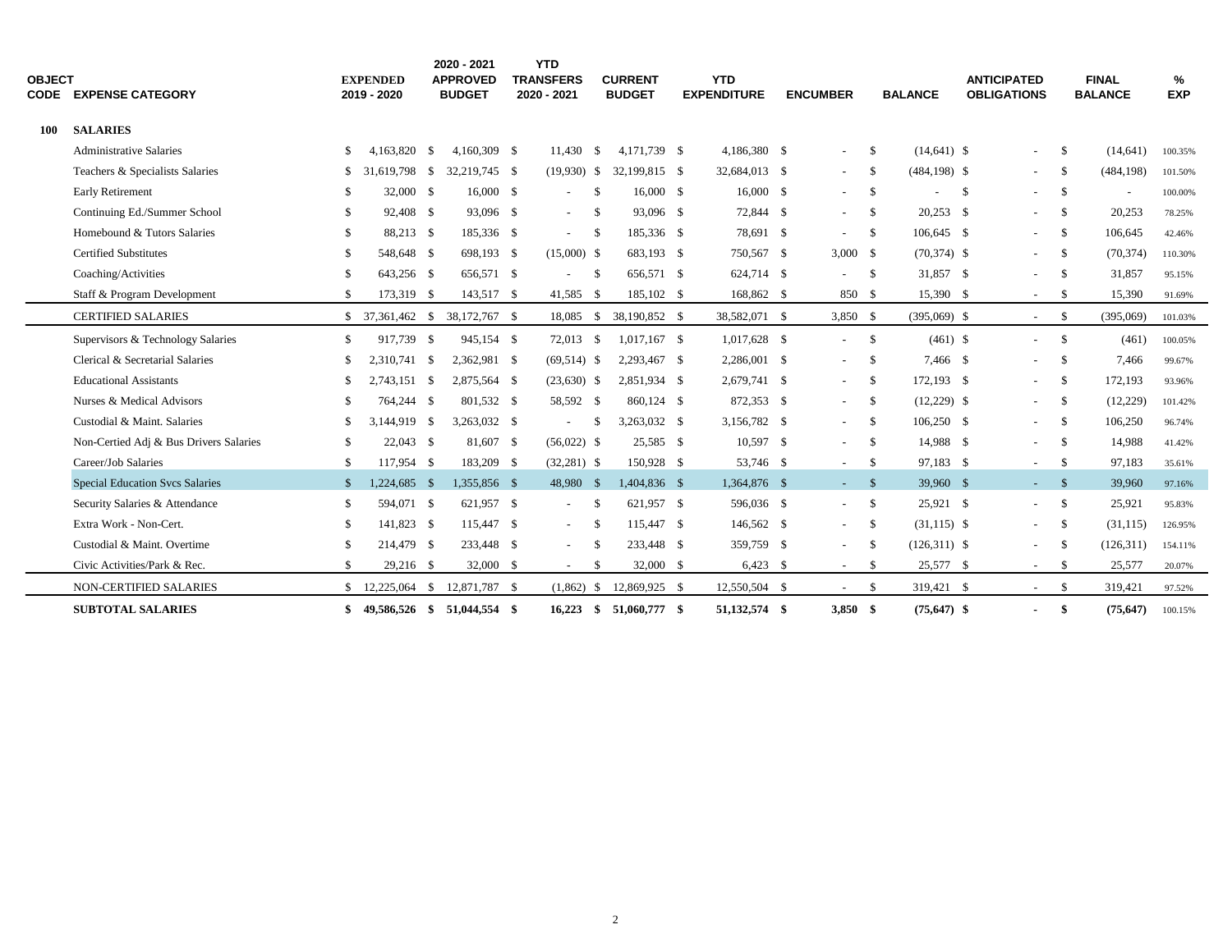| OBJECT CODE | EXPENSE CATEGORY | EXPENDED 2019 - 2020 | 2020 - 2021 APPROVED BUDGET | YTD TRANSFERS 2020 - 2021 | CURRENT BUDGET | YTD EXPENDITURE | ENCUMBER | BALANCE | ANTICIPATED OBLIGATIONS | FINAL BALANCE | % EXP |
|---|---|---|---|---|---|---|---|---|---|---|---|
| **100** | **SALARIES** | | | | | | | | | | |
| | Administrative Salaries | $ 4,163,820 | $ 4,160,309 | $ 11,430 | $ 4,171,739 | $ 4,186,380 | $ - | $ (14,641) | $ - | $ (14,641) | 100.35% |
| | Teachers & Specialists Salaries | $ 31,619,798 | $ 32,219,745 | $ (19,930) | $ 32,199,815 | $ 32,684,013 | $ - | $ (484,198) | $ - | $ (484,198) | 101.50% |
| | Early Retirement | $ 32,000 | $ 16,000 | $ - | $ 16,000 | $ 16,000 | $ - | $ - | $ - | $ - | 100.00% |
| | Continuing Ed./Summer School | $ 92,408 | $ 93,096 | $ - | $ 93,096 | $ 72,844 | $ - | $ 20,253 | $ - | $ 20,253 | 78.25% |
| | Homebound & Tutors Salaries | $ 88,213 | $ 185,336 | $ - | $ 185,336 | $ 78,691 | $ - | $ 106,645 | $ - | $ 106,645 | 42.46% |
| | Certified Substitutes | $ 548,648 | $ 698,193 | $ (15,000) | $ 683,193 | $ 750,567 | $ 3,000 | $ (70,374) | $ - | $ (70,374) | 110.30% |
| | Coaching/Activities | $ 643,256 | $ 656,571 | $ - | $ 656,571 | $ 624,714 | $ - | $ 31,857 | $ - | $ 31,857 | 95.15% |
| | Staff & Program Development | $ 173,319 | $ 143,517 | $ 41,585 | $ 185,102 | $ 168,862 | $ 850 | $ 15,390 | $ - | $ 15,390 | 91.69% |
| | CERTIFIED SALARIES | $ 37,361,462 | $ 38,172,767 | $ 18,085 | $ 38,190,852 | $ 38,582,071 | $ 3,850 | $ (395,069) | $ - | $ (395,069) | 101.03% |
| | Supervisors & Technology Salaries | $ 917,739 | $ 945,154 | $ 72,013 | $ 1,017,167 | $ 1,017,628 | $ - | $ (461) | $ - | $ (461) | 100.05% |
| | Clerical & Secretarial Salaries | $ 2,310,741 | $ 2,362,981 | $ (69,514) | $ 2,293,467 | $ 2,286,001 | $ - | $ 7,466 | $ - | $ 7,466 | 99.67% |
| | Educational Assistants | $ 2,743,151 | $ 2,875,564 | $ (23,630) | $ 2,851,934 | $ 2,679,741 | $ - | $ 172,193 | $ - | $ 172,193 | 93.96% |
| | Nurses & Medical Advisors | $ 764,244 | $ 801,532 | $ 58,592 | $ 860,124 | $ 872,353 | $ - | $ (12,229) | $ - | $ (12,229) | 101.42% |
| | Custodial & Maint. Salaries | $ 3,144,919 | $ 3,263,032 | $ - | $ 3,263,032 | $ 3,156,782 | $ - | $ 106,250 | $ - | $ 106,250 | 96.74% |
| | Non-Certied Adj & Bus Drivers Salaries | $ 22,043 | $ 81,607 | $ (56,022) | $ 25,585 | $ 10,597 | $ - | $ 14,988 | $ - | $ 14,988 | 41.42% |
| | Career/Job Salaries | $ 117,954 | $ 183,209 | $ (32,281) | $ 150,928 | $ 53,746 | $ - | $ 97,183 | $ - | $ 97,183 | 35.61% |
| | Special Education Svcs Salaries | $ 1,224,685 | $ 1,355,856 | $ 48,980 | $ 1,404,836 | $ 1,364,876 | $ - | $ 39,960 | $ - | $ 39,960 | 97.16% |
| | Security Salaries & Attendance | $ 594,071 | $ 621,957 | $ - | $ 621,957 | $ 596,036 | $ - | $ 25,921 | $ - | $ 25,921 | 95.83% |
| | Extra Work - Non-Cert. | $ 141,823 | $ 115,447 | $ - | $ 115,447 | $ 146,562 | $ - | $ (31,115) | $ - | $ (31,115) | 126.95% |
| | Custodial & Maint. Overtime | $ 214,479 | $ 233,448 | $ - | $ 233,448 | $ 359,759 | $ - | $ (126,311) | $ - | $ (126,311) | 154.11% |
| | Civic Activities/Park & Rec. | $ 29,216 | $ 32,000 | $ - | $ 32,000 | $ 6,423 | $ - | $ 25,577 | $ - | $ 25,577 | 20.07% |
| | NON-CERTIFIED SALARIES | $ 12,225,064 | $ 12,871,787 | $ (1,862) | $ 12,869,925 | $ 12,550,504 | $ - | $ 319,421 | $ - | $ 319,421 | 97.52% |
| | **SUBTOTAL SALARIES** | **$ 49,586,526** | **$ 51,044,554** | **$ 16,223** | **$ 51,060,777** | **$ 51,132,574** | **$ 3,850** | **$ (75,647)** | **$ -** | **$ (75,647)** | 100.15% |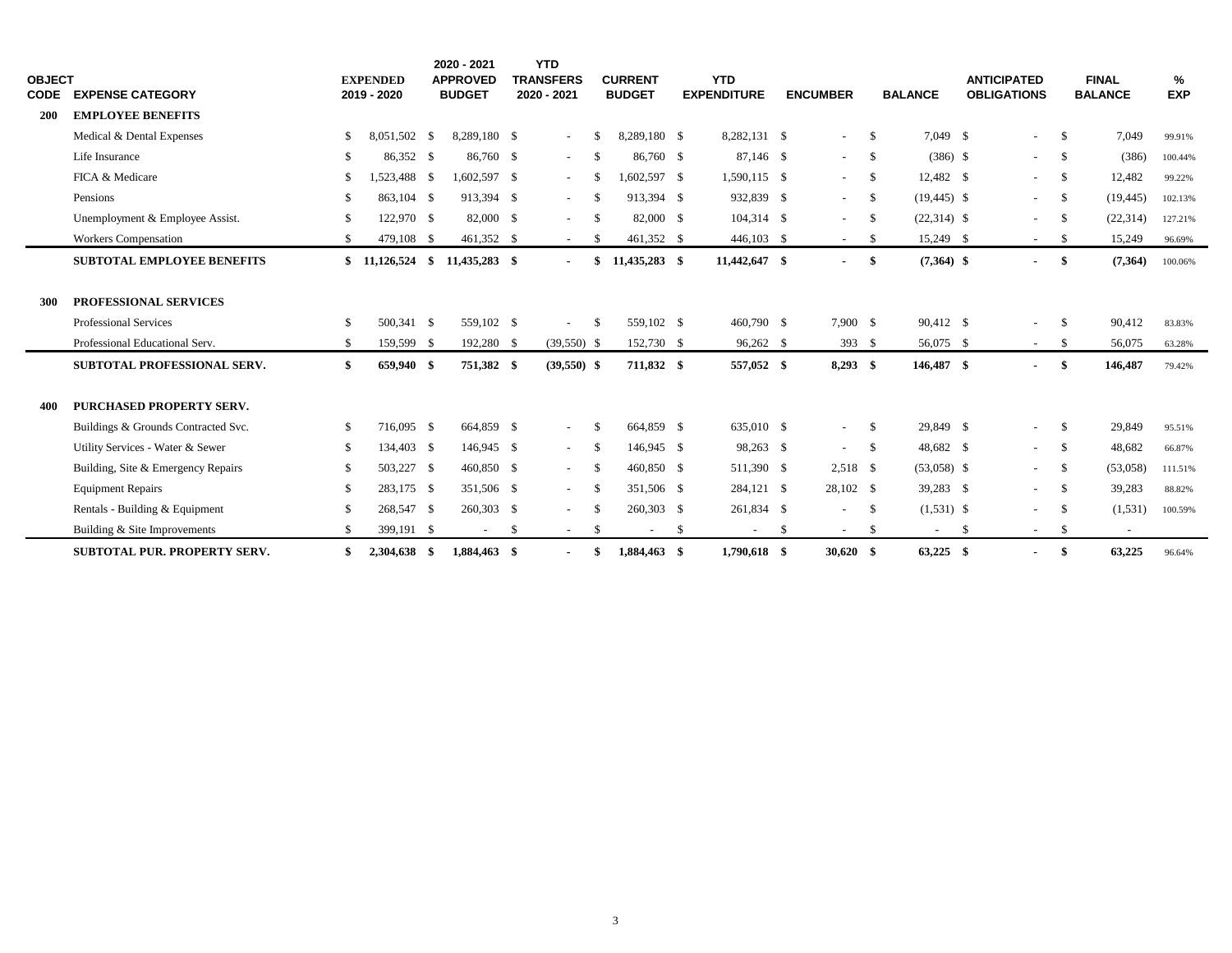| OBJECT CODE | EXPENSE CATEGORY | EXPENDED 2019 - 2020 | 2020 - 2021 APPROVED BUDGET | YTD TRANSFERS 2020 - 2021 | CURRENT BUDGET | YTD EXPENDITURE | ENCUMBER | BALANCE | ANTICIPATED OBLIGATIONS | FINAL BALANCE | % EXP |
|---|---|---|---|---|---|---|---|---|---|---|---|
| **200** | **EMPLOYEE BENEFITS** | | | | | | | | | | |
| | Medical & Dental Expenses | $ 8,051,502 | $ 8,289,180 | $ - | $ 8,289,180 | $ 8,282,131 | $ - | $ 7,049 | $ - | $ 7,049 | 99.91% |
| | Life Insurance | $ 86,352 | $ 86,760 | $ - | $ 86,760 | $ 87,146 | $ - | $ (386) | $ - | $ (386) | 100.44% |
| | FICA & Medicare | $ 1,523,488 | $ 1,602,597 | $ - | $ 1,602,597 | $ 1,590,115 | $ - | $ 12,482 | $ - | $ 12,482 | 99.22% |
| | Pensions | $ 863,104 | $ 913,394 | $ - | $ 913,394 | $ 932,839 | $ - | $ (19,445) | $ - | $ (19,445) | 102.13% |
| | Unemployment & Employee Assist. | $ 122,970 | $ 82,000 | $ - | $ 82,000 | $ 104,314 | $ - | $ (22,314) | $ - | $ (22,314) | 127.21% |
| | Workers Compensation | $ 479,108 | $ 461,352 | $ - | $ 461,352 | $ 446,103 | $ - | $ 15,249 | $ - | $ 15,249 | 96.69% |
| | **SUBTOTAL EMPLOYEE BENEFITS** | **$ 11,126,524** | **$ 11,435,283** | **$ -** | **$ 11,435,283** | **$ 11,442,647** | **$ -** | **$ (7,364)** | **$ -** | **$ (7,364)** | 100.06% |
| **300** | **PROFESSIONAL SERVICES** | | | | | | | | | | |
| | Professional Services | $ 500,341 | $ 559,102 | $ - | $ 559,102 | $ 460,790 | $ 7,900 | $ 90,412 | $ - | $ 90,412 | 83.83% |
| | Professional Educational Serv. | $ 159,599 | $ 192,280 | $ (39,550) | $ 152,730 | $ 96,262 | $ 393 | $ 56,075 | $ - | $ 56,075 | 63.28% |
| | **SUBTOTAL PROFESSIONAL SERV.** | **$ 659,940** | **$ 751,382** | **$ (39,550)** | **$ 711,832** | **$ 557,052** | **$ 8,293** | **$ 146,487** | **$ -** | **$ 146,487** | 79.42% |
| **400** | **PURCHASED PROPERTY SERV.** | | | | | | | | | | |
| | Buildings & Grounds Contracted Svc. | $ 716,095 | $ 664,859 | $ - | $ 664,859 | $ 635,010 | $ - | $ 29,849 | $ - | $ 29,849 | 95.51% |
| | Utility Services - Water & Sewer | $ 134,403 | $ 146,945 | $ - | $ 146,945 | $ 98,263 | $ - | $ 48,682 | $ - | $ 48,682 | 66.87% |
| | Building, Site & Emergency Repairs | $ 503,227 | $ 460,850 | $ - | $ 460,850 | $ 511,390 | $ 2,518 | $ (53,058) | $ - | $ (53,058) | 111.51% |
| | Equipment Repairs | $ 283,175 | $ 351,506 | $ - | $ 351,506 | $ 284,121 | $ 28,102 | $ 39,283 | $ - | $ 39,283 | 88.82% |
| | Rentals - Building & Equipment | $ 268,547 | $ 260,303 | $ - | $ 260,303 | $ 261,834 | $ - | $ (1,531) | $ - | $ (1,531) | 100.59% |
| | Building & Site Improvements | $ 399,191 | $ - | $ - | $ - | $ - | $ - | $ - | $ - | $ - | |
| | **SUBTOTAL PUR. PROPERTY SERV.** | **$ 2,304,638** | **$ 1,884,463** | **$ -** | **$ 1,884,463** | **$ 1,790,618** | **$ 30,620** | **$ 63,225** | **$ -** | **$ 63,225** | 96.64% |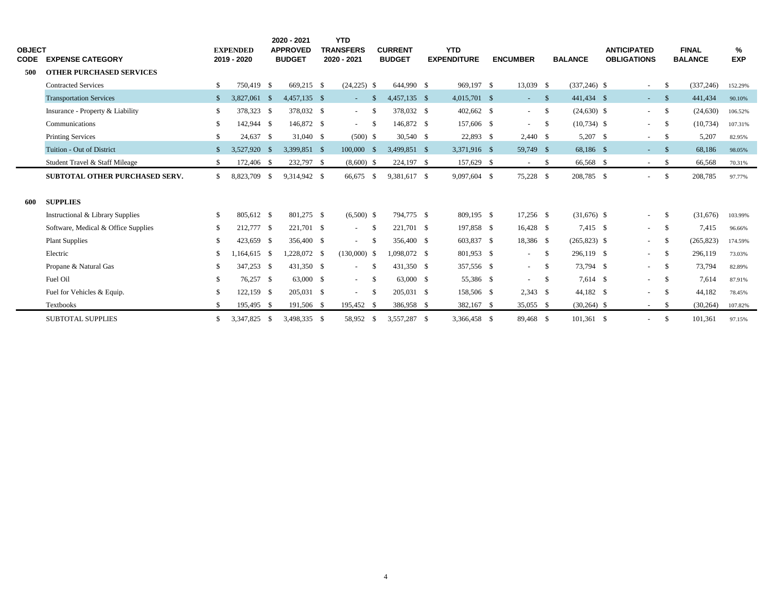| OBJECT CODE | EXPENSE CATEGORY | EXPENDED 2019 - 2020 | 2020 - 2021 APPROVED BUDGET | YTD TRANSFERS 2020 - 2021 | CURRENT BUDGET | YTD EXPENDITURE | ENCUMBER | BALANCE | ANTICIPATED OBLIGATIONS | FINAL BALANCE | % EXP |
|---|---|---|---|---|---|---|---|---|---|---|---|
| 500 | **OTHER PURCHASED SERVICES** | | | | | | | | | | |
| | Contracted Services | $ 750,419 | $ 669,215 | $ (24,225) | $ 644,990 | $ 969,197 | $ 13,039 | $ (337,246) | $ - | $ (337,246) | 152.29% |
| | Transportation Services | $ 3,827,061 | $ 4,457,135 | $ - | $ 4,457,135 | $ 4,015,701 | $ - | $ 441,434 | $ - | $ 441,434 | 90.10% |
| | Insurance - Property & Liability | $ 378,323 | $ 378,032 | $ - | $ 378,032 | $ 402,662 | $ - | $ (24,630) | $ - | $ (24,630) | 106.52% |
| | Communications | $ 142,944 | $ 146,872 | $ - | $ 146,872 | $ 157,606 | $ - | $ (10,734) | $ - | $ (10,734) | 107.31% |
| | Printing Services | $ 24,637 | $ 31,040 | $ (500) | $ 30,540 | $ 22,893 | $ 2,440 | $ 5,207 | $ - | $ 5,207 | 82.95% |
| | Tuition - Out of District | $ 3,527,920 | $ 3,399,851 | $ 100,000 | $ 3,499,851 | $ 3,371,916 | $ 59,749 | $ 68,186 | $ - | $ 68,186 | 98.05% |
| | Student Travel & Staff Mileage | $ 172,406 | $ 232,797 | $ (8,600) | $ 224,197 | $ 157,629 | $ - | $ 66,568 | $ - | $ 66,568 | 70.31% |
| | **SUBTOTAL OTHER PURCHASED SERV.** | $ 8,823,709 | $ 9,314,942 | $ 66,675 | $ 9,381,617 | $ 9,097,604 | $ 75,228 | $ 208,785 | $ - | $ 208,785 | 97.77% |
| 600 | **SUPPLIES** | | | | | | | | | | |
| | Instructional & Library Supplies | $ 805,612 | $ 801,275 | $ (6,500) | $ 794,775 | $ 809,195 | $ 17,256 | $ (31,676) | $ - | $ (31,676) | 103.99% |
| | Software, Medical & Office Supplies | $ 212,777 | $ 221,701 | $ - | $ 221,701 | $ 197,858 | $ 16,428 | $ 7,415 | $ - | $ 7,415 | 96.66% |
| | Plant Supplies | $ 423,659 | $ 356,400 | $ - | $ 356,400 | $ 603,837 | $ 18,386 | $ (265,823) | $ - | $ (265,823) | 174.59% |
| | Electric | $ 1,164,615 | $ 1,228,072 | $ (130,000) | $ 1,098,072 | $ 801,953 | $ - | $ 296,119 | $ - | $ 296,119 | 73.03% |
| | Propane & Natural Gas | $ 347,253 | $ 431,350 | $ - | $ 431,350 | $ 357,556 | $ - | $ 73,794 | $ - | $ 73,794 | 82.89% |
| | Fuel Oil | $ 76,257 | $ 63,000 | $ - | $ 63,000 | $ 55,386 | $ - | $ 7,614 | $ - | $ 7,614 | 87.91% |
| | Fuel for Vehicles & Equip. | $ 122,159 | $ 205,031 | $ - | $ 205,031 | $ 158,506 | $ 2,343 | $ 44,182 | $ - | $ 44,182 | 78.45% |
| | Textbooks | $ 195,495 | $ 191,506 | $ 195,452 | $ 386,958 | $ 382,167 | $ 35,055 | $ (30,264) | $ - | $ (30,264) | 107.82% |
| | SUBTOTAL SUPPLIES | $ 3,347,825 | $ 3,498,335 | $ 58,952 | $ 3,557,287 | $ 3,366,458 | $ 89,468 | $ 101,361 | $ - | $ 101,361 | 97.15% |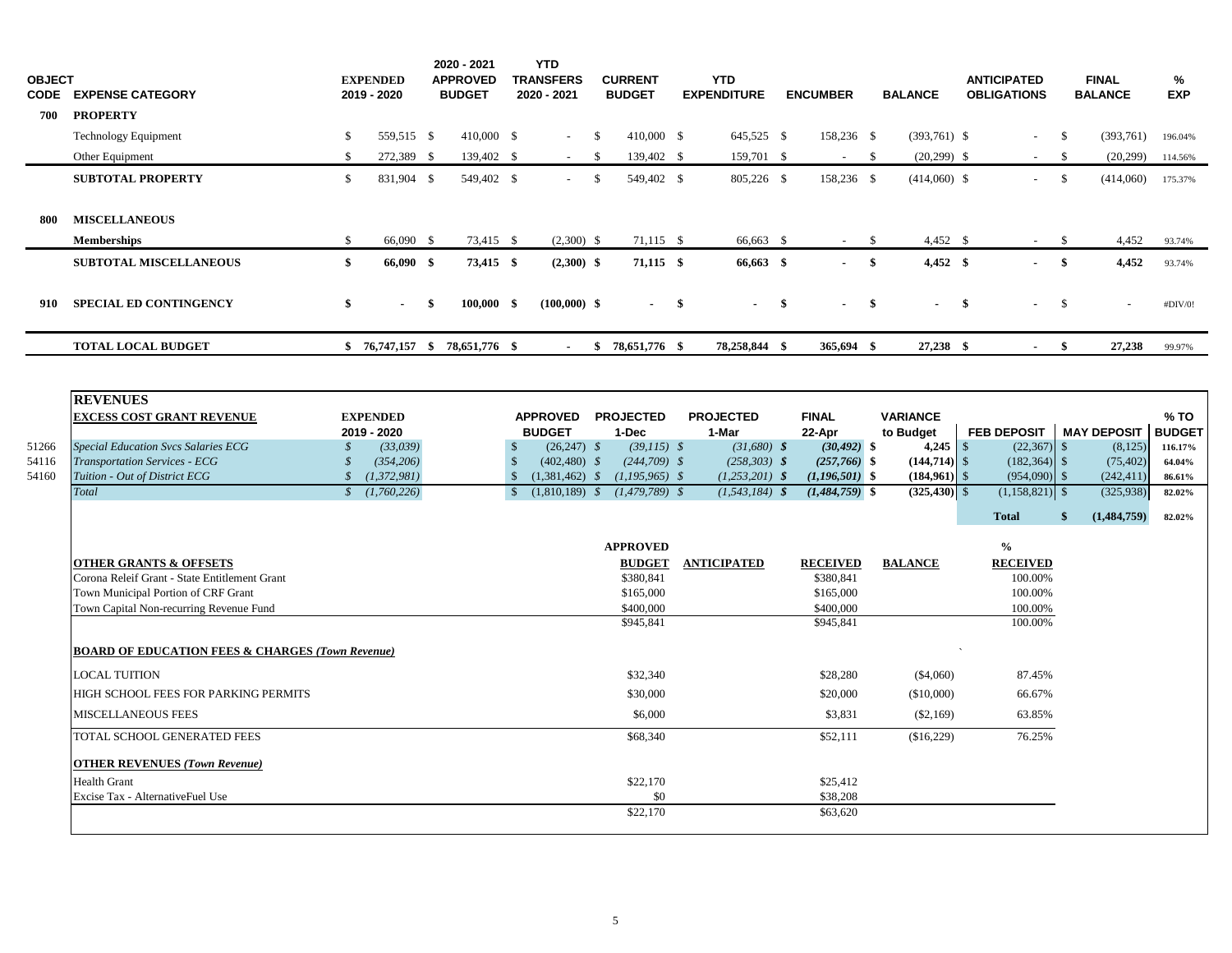| OBJECT CODE | EXPENSE CATEGORY | EXPENDED 2019 - 2020 | 2020 - 2021 APPROVED BUDGET | YTD TRANSFERS 2020 - 2021 | CURRENT BUDGET | YTD EXPENDITURE | ENCUMBER | BALANCE | ANTICIPATED OBLIGATIONS | FINAL BALANCE | % EXP |
|---|---|---|---|---|---|---|---|---|---|---|---|
| 700 | **PROPERTY** | | | | | | | | | | |
| | Technology Equipment | $ 559,515 | $ 410,000 | $ - | $ 410,000 | $ 645,525 | $ 158,236 | $ (393,761) | $ - | $ (393,761) | 196.04% |
| | Other Equipment | $ 272,389 | $ 139,402 | $ - | $ 139,402 | $ 159,701 | $ - | $ (20,299) | $ - | $ (20,299) | 114.56% |
| | **SUBTOTAL PROPERTY** | $ 831,904 | $ 549,402 | $ - | $ 549,402 | $ 805,226 | $ 158,236 | $ (414,060) | $ - | $ (414,060) | 175.37% |
| 800 | **MISCELLANEOUS** | | | | | | | | | | |
| | **Memberships** | $ 66,090 | $ 73,415 | $ (2,300) | $ 71,115 | $ 66,663 | $ - | $ 4,452 | $ - | $ 4,452 | 93.74% |
| | **SUBTOTAL MISCELLANEOUS** | **$ 66,090** | **$ 73,415** | **$ (2,300)** | **$ 71,115** | **$ 66,663** | **$ -** | **$ 4,452** | **$ -** | **$ 4,452** | 93.74% |
| 910 | **SPECIAL ED CONTINGENCY** | **$ -** | **$ 100,000** | **$ (100,000)** | **$ -** | **$ -** | **$ -** | **$ -** | **$ -** | $ - | #DIV/0! |
| | **TOTAL LOCAL BUDGET** | **$ 76,747,157** | **$ 78,651,776** | **$ -** | **$ 78,651,776** | **$ 78,258,844** | **$ 365,694** | **$ 27,238** | **$ -** | **$ 27,238** | 99.97% |

## REVENUES

| | EXCESS COST GRANT REVENUE | EXPENDED 2019 - 2020 | APPROVED BUDGET | PROJECTED 1-Dec | PROJECTED 1-Mar | FINAL 22-Apr | VARIANCE to Budget | FEB DEPOSIT | MAY DEPOSIT | % TO BUDGET |
|---|---|---|---|---|---|---|---|---|---|---|
| 51266 | *Special Education Svcs Salaries ECG* | *$ (33,039)* | $ (26,247) | *$ (39,115)* | *$ (31,680)* | ***$ (30,492)*** | **$ 4,245** | $ (22,367) | $ (8,125) | **116.17%** |
| 54116 | *Transportation Services - ECG* | *$ (354,206)* | $ (402,480) | *$ (244,709)* | *$ (258,303)* | ***$ (257,766)*** | **$ (144,714)** | $ (182,364) | $ (75,402) | **64.04%** |
| 54160 | *Tuition - Out of District ECG* | *$ (1,372,981)* | $ (1,381,462) | *$ (1,195,965)* | *$ (1,253,201)* | ***$ (1,196,501)*** | **$ (184,961)** | $ (954,090) | $ (242,411) | **86.61%** |
| | *Total* | *$ (1,760,226)* | $ (1,810,189) | *$ (1,479,789)* | *$ (1,543,184)* | ***$ (1,484,759)*** | **$ (325,430)** | $ (1,158,821) | $ (325,938) | **82.02%** |
| | | | | | | | | **Total** | **$ (1,484,759)** | **82.02%** |

| OTHER GRANTS & OFFSETS | APPROVED BUDGET | ANTICIPATED | RECEIVED | BALANCE | % RECEIVED |
|---|---|---|---|---|---|
| Corona Releif Grant - State Entitlement Grant | $380,841 | | $380,841 | | 100.00% |
| Town Municipal Portion of CRF Grant | $165,000 | | $165,000 | | 100.00% |
| Town Capital Non-recurring Revenue Fund | $400,000 | | $400,000 | | 100.00% |
| | $945,841 | | $945,841 | | 100.00% |
| **BOARD OF EDUCATION FEES & CHARGES *(Town Revenue)*** | | | | | |
| LOCAL TUITION | $32,340 | | $28,280 | ($4,060) | 87.45% |
| HIGH SCHOOL FEES FOR PARKING PERMITS | $30,000 | | $20,000 | ($10,000) | 66.67% |
| MISCELLANEOUS FEES | $6,000 | | $3,831 | ($2,169) | 63.85% |
| TOTAL SCHOOL GENERATED FEES | $68,340 | | $52,111 | ($16,229) | 76.25% |
| **OTHER REVENUES *(Town Revenue)*** | | | | | |
| Health Grant | $22,170 | | $25,412 | | |
| Excise Tax - AlternativeFuel Use | $0 | | $38,208 | | |
| | $22,170 | | $63,620 | | |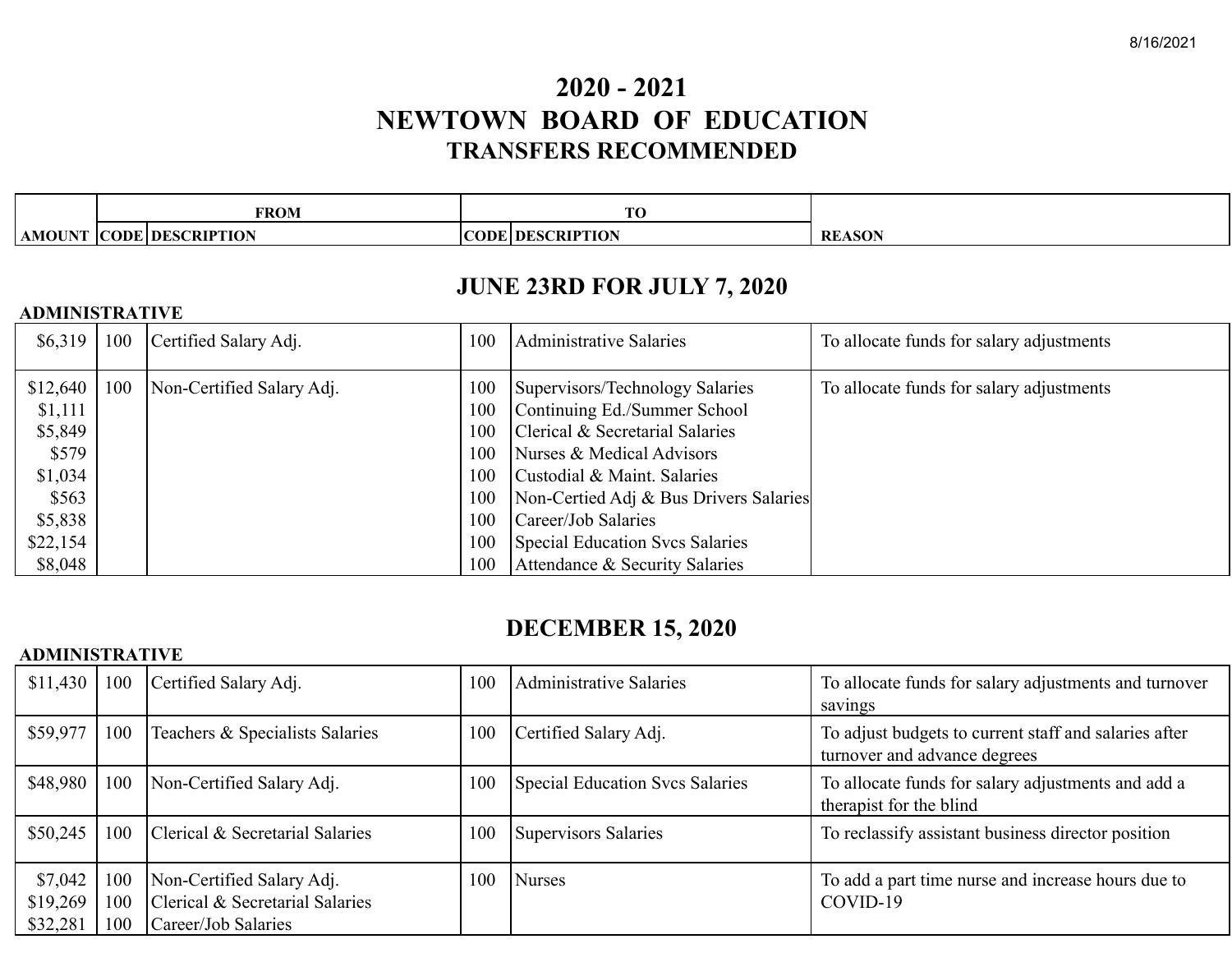# 2020 - 2021
# NEWTOWN BOARD OF EDUCATION
## TRANSFERS RECOMMENDED

## JUNE 23RD FOR JULY 7, 2020

**ADMINISTRATIVE**

| AMOUNT | FROM CODE | FROM DESCRIPTION | TO CODE | TO DESCRIPTION | REASON |
|---|---|---|---|---|---|
| $6,319 | 100 | Certified Salary Adj. | 100 | Administrative Salaries | To allocate funds for salary adjustments |
| $12,640 | 100 | Non-Certified Salary Adj. | 100 | Supervisors/Technology Salaries | To allocate funds for salary adjustments |
| $1,111 | | | 100 | Continuing Ed./Summer School | |
| $5,849 | | | 100 | Clerical & Secretarial Salaries | |
| $579 | | | 100 | Nurses & Medical Advisors | |
| $1,034 | | | 100 | Custodial & Maint. Salaries | |
| $563 | | | 100 | Non-Certied Adj & Bus Drivers Salaries | |
| $5,838 | | | 100 | Career/Job Salaries | |
| $22,154 | | | 100 | Special Education Svcs Salaries | |
| $8,048 | | | 100 | Attendance & Security Salaries | |

## DECEMBER 15, 2020

**ADMINISTRATIVE**

| AMOUNT | FROM CODE | FROM DESCRIPTION | TO CODE | TO DESCRIPTION | REASON |
|---|---|---|---|---|---|
| $11,430 | 100 | Certified Salary Adj. | 100 | Administrative Salaries | To allocate funds for salary adjustments and turnover savings |
| $59,977 | 100 | Teachers & Specialists Salaries | 100 | Certified Salary Adj. | To adjust budgets to current staff and salaries after turnover and advance degrees |
| $48,980 | 100 | Non-Certified Salary Adj. | 100 | Special Education Svcs Salaries | To allocate funds for salary adjustments and add a therapist for the blind |
| $50,245 | 100 | Clerical & Secretarial Salaries | 100 | Supervisors Salaries | To reclassify assistant business director position |
| $7,042 | 100 | Non-Certified Salary Adj. | 100 | Nurses | To add a part time nurse and increase hours due to COVID-19 |
| $19,269 | 100 | Clerical & Secretarial Salaries | | | |
| $32,281 | 100 | Career/Job Salaries | | | |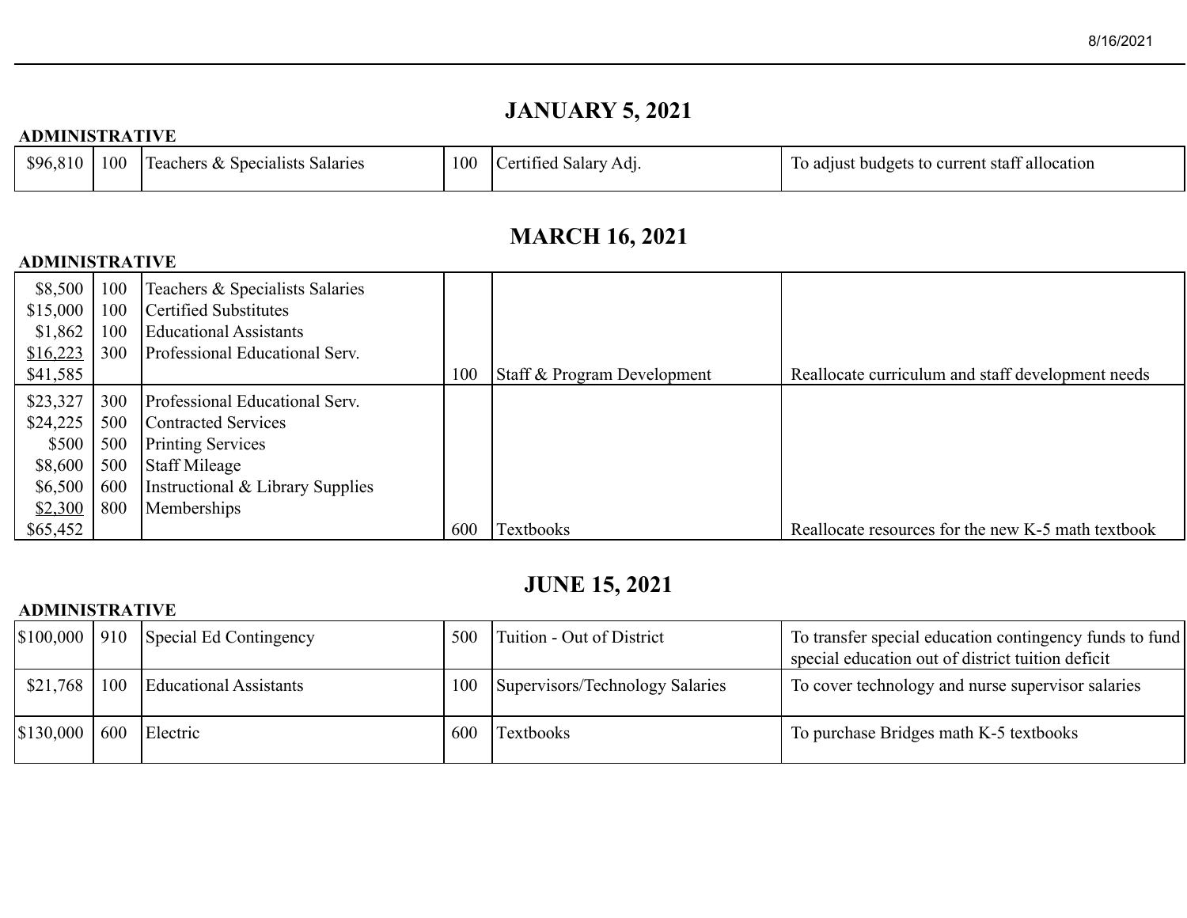## JANUARY 5, 2021

**ADMINISTRATIVE**

| Amount | From | Description | To | Description | Purpose |
|---|---|---|---|---|---|
| $96,810 | 100 | Teachers & Specialists Salaries | 100 | Certified Salary Adj. | To adjust budgets to current staff allocation |

## MARCH 16, 2021

**ADMINISTRATIVE**

| Amount | From | Description | To | Description | Purpose |
|---|---|---|---|---|---|
| $8,500 | 100 | Teachers & Specialists Salaries | | | |
| $15,000 | 100 | Certified Substitutes | | | |
| $1,862 | 100 | Educational Assistants | | | |
| $16,223 | 300 | Professional Educational Serv. | | | |
| $41,585 | | | 100 | Staff & Program Development | Reallocate curriculum and staff development needs |
| $23,327 | 300 | Professional Educational Serv. | | | |
| $24,225 | 500 | Contracted Services | | | |
| $500 | 500 | Printing Services | | | |
| $8,600 | 500 | Staff Mileage | | | |
| $6,500 | 600 | Instructional & Library Supplies | | | |
| $2,300 | 800 | Memberships | | | |
| $65,452 | | | 600 | Textbooks | Reallocate resources for the new K-5 math textbook |

## JUNE 15, 2021

**ADMINISTRATIVE**

| Amount | From | Description | To | Description | Purpose |
|---|---|---|---|---|---|
| $100,000 | 910 | Special Ed Contingency | 500 | Tuition - Out of District | To transfer special education contingency funds to fund special education out of district tuition deficit |
| $21,768 | 100 | Educational Assistants | 100 | Supervisors/Technology Salaries | To cover technology and nurse supervisor salaries |
| $130,000 | 600 | Electric | 600 | Textbooks | To purchase Bridges math K-5 textbooks |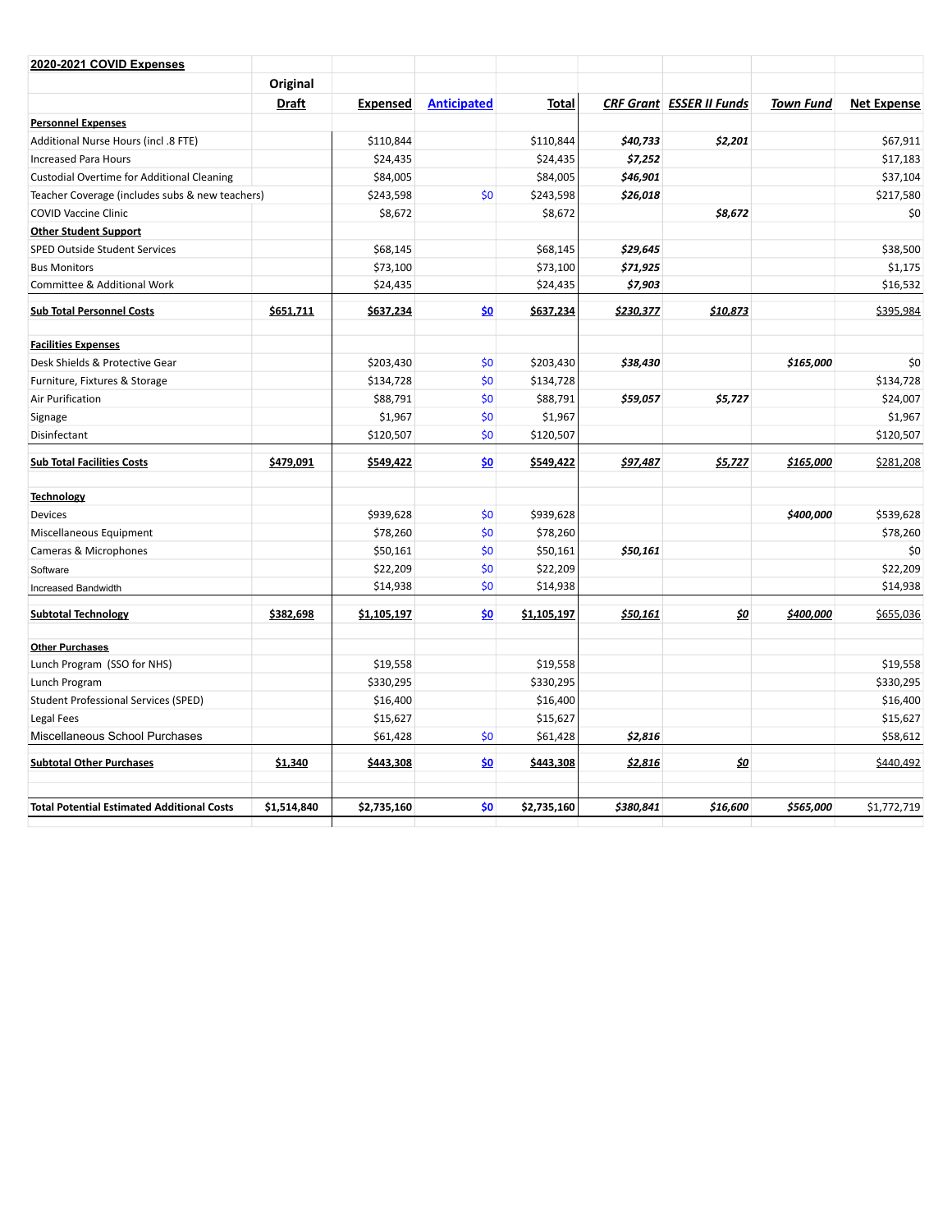| 2020-2021 COVID Expenses | Original Draft | Expensed | Anticipated | Total | CRF Grant | ESSER II Funds | Town Fund | Net Expense |
|---|---|---|---|---|---|---|---|---|
| **Personnel Expenses** | | | | | | | | |
| Additional Nurse Hours (incl .8 FTE) | | $110,844 | | $110,844 | $40,733 | $2,201 | | $67,911 |
| Increased Para Hours | | $24,435 | | $24,435 | $7,252 | | | $17,183 |
| Custodial Overtime for Additional Cleaning | | $84,005 | | $84,005 | $46,901 | | | $37,104 |
| Teacher Coverage (includes subs & new teachers) | | $243,598 | $0 | $243,598 | $26,018 | | | $217,580 |
| COVID Vaccine Clinic | | $8,672 | | $8,672 | | $8,672 | | $0 |
| **Other Student Support** | | | | | | | | |
| SPED Outside Student Services | | $68,145 | | $68,145 | $29,645 | | | $38,500 |
| Bus Monitors | | $73,100 | | $73,100 | $71,925 | | | $1,175 |
| Committee & Additional Work | | $24,435 | | $24,435 | $7,903 | | | $16,532 |
| **Sub Total Personnel Costs** | $651,711 | $637,234 | $0 | $637,234 | $230,377 | $10,873 | | $395,984 |
| **Facilities Expenses** | | | | | | | | |
| Desk Shields & Protective Gear | | $203,430 | $0 | $203,430 | $38,430 | | $165,000 | $0 |
| Furniture, Fixtures & Storage | | $134,728 | $0 | $134,728 | | | | $134,728 |
| Air Purification | | $88,791 | $0 | $88,791 | $59,057 | $5,727 | | $24,007 |
| Signage | | $1,967 | $0 | $1,967 | | | | $1,967 |
| Disinfectant | | $120,507 | $0 | $120,507 | | | | $120,507 |
| **Sub Total Facilities Costs** | $479,091 | $549,422 | $0 | $549,422 | $97,487 | $5,727 | $165,000 | $281,208 |
| **Technology** | | | | | | | | |
| Devices | | $939,628 | $0 | $939,628 | | | $400,000 | $539,628 |
| Miscellaneous Equipment | | $78,260 | $0 | $78,260 | | | | $78,260 |
| Cameras & Microphones | | $50,161 | $0 | $50,161 | $50,161 | | | $0 |
| Software | | $22,209 | $0 | $22,209 | | | | $22,209 |
| Increased Bandwidth | | $14,938 | $0 | $14,938 | | | | $14,938 |
| **Subtotal Technology** | $382,698 | $1,105,197 | $0 | $1,105,197 | $50,161 | $0 | $400,000 | $655,036 |
| **Other Purchases** | | | | | | | | |
| Lunch Program (SSO for NHS) | | $19,558 | | $19,558 | | | | $19,558 |
| Lunch Program | | $330,295 | | $330,295 | | | | $330,295 |
| Student Professional Services (SPED) | | $16,400 | | $16,400 | | | | $16,400 |
| Legal Fees | | $15,627 | | $15,627 | | | | $15,627 |
| Miscellaneous School Purchases | | $61,428 | $0 | $61,428 | $2,816 | | | $58,612 |
| **Subtotal Other Purchases** | $1,340 | $443,308 | $0 | $443,308 | $2,816 | $0 | | $440,492 |
| **Total Potential Estimated Additional Costs** | $1,514,840 | $2,735,160 | $0 | $2,735,160 | $380,841 | $16,600 | $565,000 | $1,772,719 |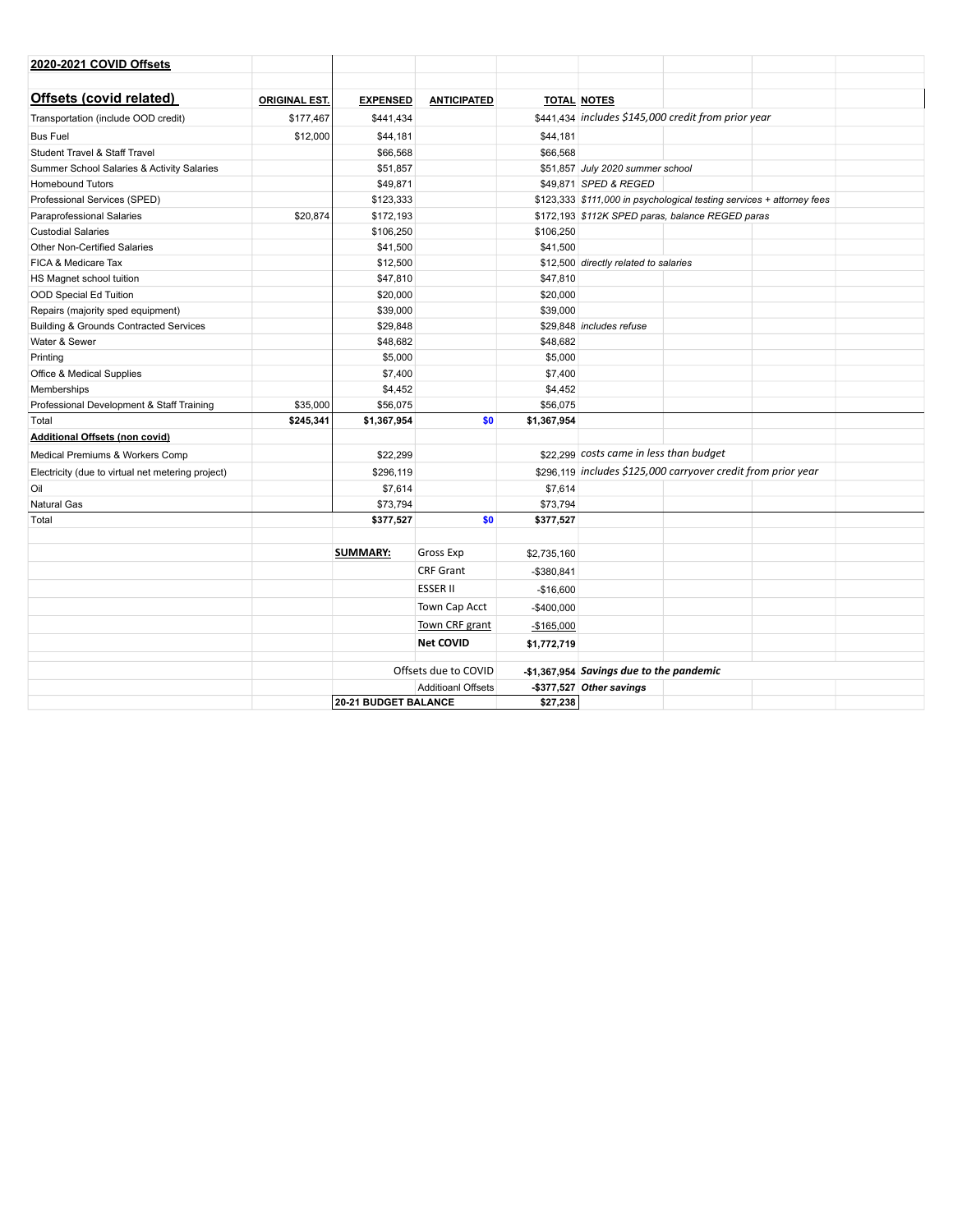**2020-2021 COVID Offsets**

| Offsets (covid related) | ORIGINAL EST. | EXPENSED | ANTICIPATED | TOTAL | NOTES |
|---|---|---|---|---|---|
| Transportation (include OOD credit) | $177,467 | $441,434 | | $441,434 | *includes $145,000 credit from prior year* |
| Bus Fuel | $12,000 | $44,181 | | $44,181 | |
| Student Travel & Staff Travel | | $66,568 | | $66,568 | |
| Summer School Salaries & Activity Salaries | | $51,857 | | $51,857 | *July 2020 summer school* |
| Homebound Tutors | | $49,871 | | $49,871 | *SPED & REGED* |
| Professional Services (SPED) | | $123,333 | | $123,333 | *$111,000 in psychological testing services + attorney fees* |
| Paraprofessional Salaries | $20,874 | $172,193 | | $172,193 | *$112K SPED paras, balance REGED paras* |
| Custodial Salaries | | $106,250 | | $106,250 | |
| Other Non-Certified Salaries | | $41,500 | | $41,500 | |
| FICA & Medicare Tax | | $12,500 | | $12,500 | *directly related to salaries* |
| HS Magnet school tuition | | $47,810 | | $47,810 | |
| OOD Special Ed Tuition | | $20,000 | | $20,000 | |
| Repairs (majority sped equipment) | | $39,000 | | $39,000 | |
| Building & Grounds Contracted Services | | $29,848 | | $29,848 | *includes refuse* |
| Water & Sewer | | $48,682 | | $48,682 | |
| Printing | | $5,000 | | $5,000 | |
| Office & Medical Supplies | | $7,400 | | $7,400 | |
| Memberships | | $4,452 | | $4,452 | |
| Professional Development & Staff Training | $35,000 | $56,075 | | $56,075 | |
| Total | **$245,341** | **$1,367,954** | **$0** | **$1,367,954** | |
| **Additional Offsets (non covid)** | | | | | |
| Medical Premiums & Workers Comp | | $22,299 | | $22,299 | *costs came in less than budget* |
| Electricity (due to virtual net metering project) | | $296,119 | | $296,119 | *includes $125,000 carryover credit from prior year* |
| Oil | | $7,614 | | $7,614 | |
| Natural Gas | | $73,794 | | $73,794 | |
| Total | | **$377,527** | **$0** | **$377,527** | |

| | | |
|---|---|---|
| **SUMMARY:** | Gross Exp | $2,735,160 |
| | CRF Grant | -$380,841 |
| | ESSER II | -$16,600 |
| | Town Cap Acct | -$400,000 |
| | Town CRF grant | -$165,000 |
| | **Net COVID** | **$1,772,719** |

| | | |
|---|---|---|
| Offsets due to COVID | **-$1,367,954** | ***Savings due to the pandemic*** |
| Additioanl Offsets | **-$377,527** | ***Other savings*** |
| **20-21 BUDGET BALANCE** | **$27,238** | |